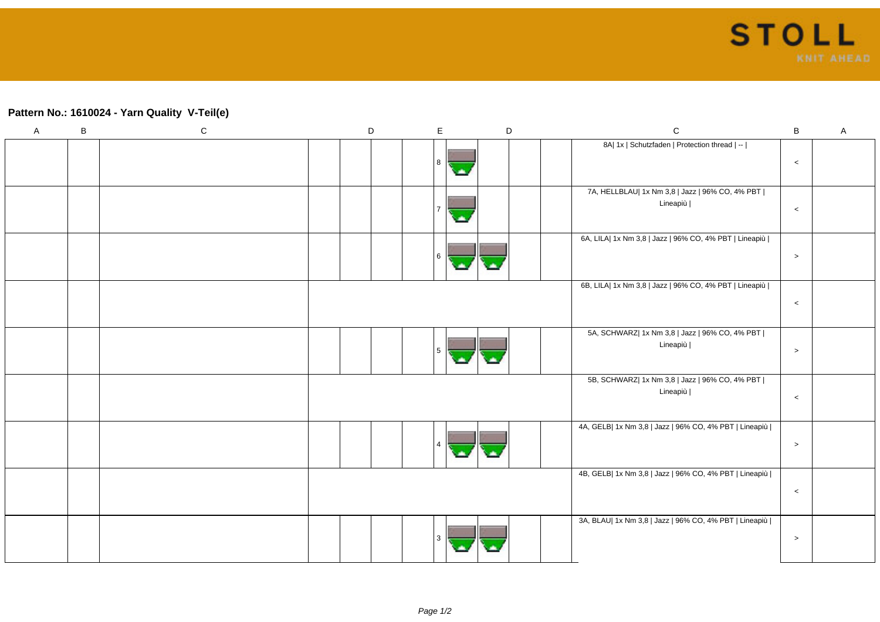## Pattern No.: 1610024 - Yarn Quality  V-Teil(e)

| A | B | C | D | | | E | | D | | | C | B | A |
|---|---|---|---|---|---|---|---|---|---|---|---|---|---|
| | | | | | | 8 | | | | | 8A\| 1x \| Schutzfaden \| Protection thread \| -- \| | < | |
| | | | | | | 7 | | | | | 7A, HELLBLAU\| 1x Nm 3,8 \| Jazz \| 96% CO, 4% PBT \| Lineapiù \| | < | |
| | | | | | | 6 | | | | | 6A, LILA\| 1x Nm 3,8 \| Jazz \| 96% CO, 4% PBT \| Lineapiù \| | > | |
| | | | | | | | | | | | 6B, LILA\| 1x Nm 3,8 \| Jazz \| 96% CO, 4% PBT \| Lineapiù \| | < | |
| | | | | | | 5 | | | | | 5A, SCHWARZ\| 1x Nm 3,8 \| Jazz \| 96% CO, 4% PBT \| Lineapiù \| | > | |
| | | | | | | | | | | | 5B, SCHWARZ\| 1x Nm 3,8 \| Jazz \| 96% CO, 4% PBT \| Lineapiù \| | < | |
| | | | | | | 4 | | | | | 4A, GELB\| 1x Nm 3,8 \| Jazz \| 96% CO, 4% PBT \| Lineapiù \| | > | |
| | | | | | | | | | | | 4B, GELB\| 1x Nm 3,8 \| Jazz \| 96% CO, 4% PBT \| Lineapiù \| | < | |
| | | | | | | 3 | | | | | 3A, BLAU\| 1x Nm 3,8 \| Jazz \| 96% CO, 4% PBT \| Lineapiù \| | > | |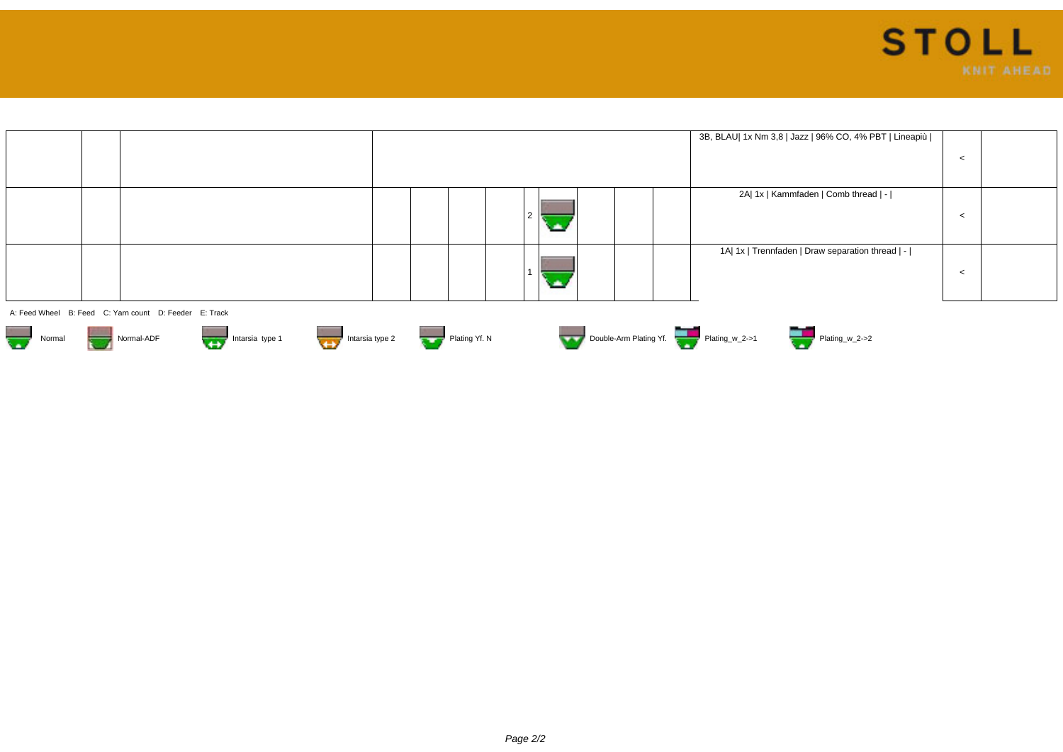| | | | | | | | | | | | | | |
|---|---|---|---|---|---|---|---|---|---|---|---|---|---|
| | | | | | | | | | | | 3B, BLAU\| 1x Nm 3,8 \| Jazz \| 96% CO, 4% PBT \| Lineapiù \| | < | |
| | | | | | | | 2 | | | | 2A\| 1x \| Kammfaden \| Comb thread \| - \| | < | |
| | | | | | | | 1 | | | | 1A\| 1x \| Trennfaden \| Draw separation thread \| - \| | < | |

A: Feed Wheel B: Feed C: Yarn count D: Feeder E: Track

Normal Normal-ADF Intarsia type 1 Intarsia type 2 Plating Yf. N Double-Arm Plating Yf. Plating_w_2->1 Plating_w_2->2